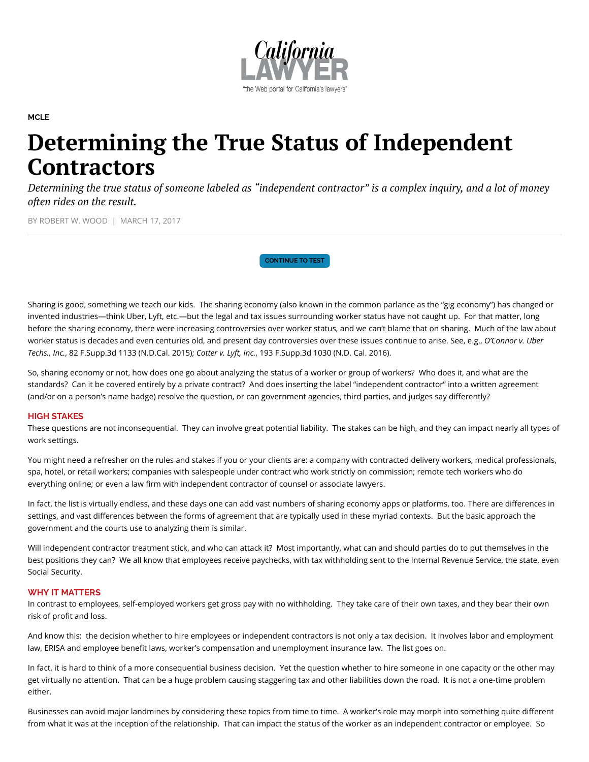California LAWYER

"the Web portal for California's lawyers"

MCLE

# Determining the True Status of Independent Contractors

*Determining the true status of someone labeled as "independent contractor" is a complex inquiry, and a lot of money often rides on the result.*

BY ROBERT W. WOOD | MARCH 17, 2017

CONTINUE TO TEST

Sharing is good, something we teach our kids. The sharing economy (also known in the common parlance as the "gig economy") has changed or invented industries—think Uber, Lyft, etc.—but the legal and tax issues surrounding worker status have not caught up. For that matter, long before the sharing economy, there were increasing controversies over worker status, and we can't blame that on sharing. Much of the law about worker status is decades and even centuries old, and present day controversies over these issues continue to arise. See, e.g., *O'Connor v. Uber Techs., Inc.*, 82 F.Supp.3d 1133 (N.D.Cal. 2015); *Cotter v. Lyft, Inc.*, 193 F.Supp.3d 1030 (N.D. Cal. 2016).

So, sharing economy or not, how does one go about analyzing the status of a worker or group of workers? Who does it, and what are the standards? Can it be covered entirely by a private contract? And does inserting the label "independent contractor" into a written agreement (and/or on a person's name badge) resolve the question, or can government agencies, third parties, and judges say differently?

## HIGH STAKES

These questions are not inconsequential. They can involve great potential liability. The stakes can be high, and they can impact nearly all types of work settings.

You might need a refresher on the rules and stakes if you or your clients are: a company with contracted delivery workers, medical professionals, spa, hotel, or retail workers; companies with salespeople under contract who work strictly on commission; remote tech workers who do everything online; or even a law firm with independent contractor of counsel or associate lawyers.

In fact, the list is virtually endless, and these days one can add vast numbers of sharing economy apps or platforms, too. There are differences in settings, and vast differences between the forms of agreement that are typically used in these myriad contexts. But the basic approach the government and the courts use to analyzing them is similar.

Will independent contractor treatment stick, and who can attack it? Most importantly, what can and should parties do to put themselves in the best positions they can? We all know that employees receive paychecks, with tax withholding sent to the Internal Revenue Service, the state, even Social Security.

## WHY IT MATTERS

In contrast to employees, self-employed workers get gross pay with no withholding. They take care of their own taxes, and they bear their own risk of profit and loss.

And know this: the decision whether to hire employees or independent contractors is not only a tax decision. It involves labor and employment law, ERISA and employee benefit laws, worker's compensation and unemployment insurance law. The list goes on.

In fact, it is hard to think of a more consequential business decision. Yet the question whether to hire someone in one capacity or the other may get virtually no attention. That can be a huge problem causing staggering tax and other liabilities down the road. It is not a one-time problem either.

Businesses can avoid major landmines by considering these topics from time to time. A worker's role may morph into something quite different from what it was at the inception of the relationship. That can impact the status of the worker as an independent contractor or employee. So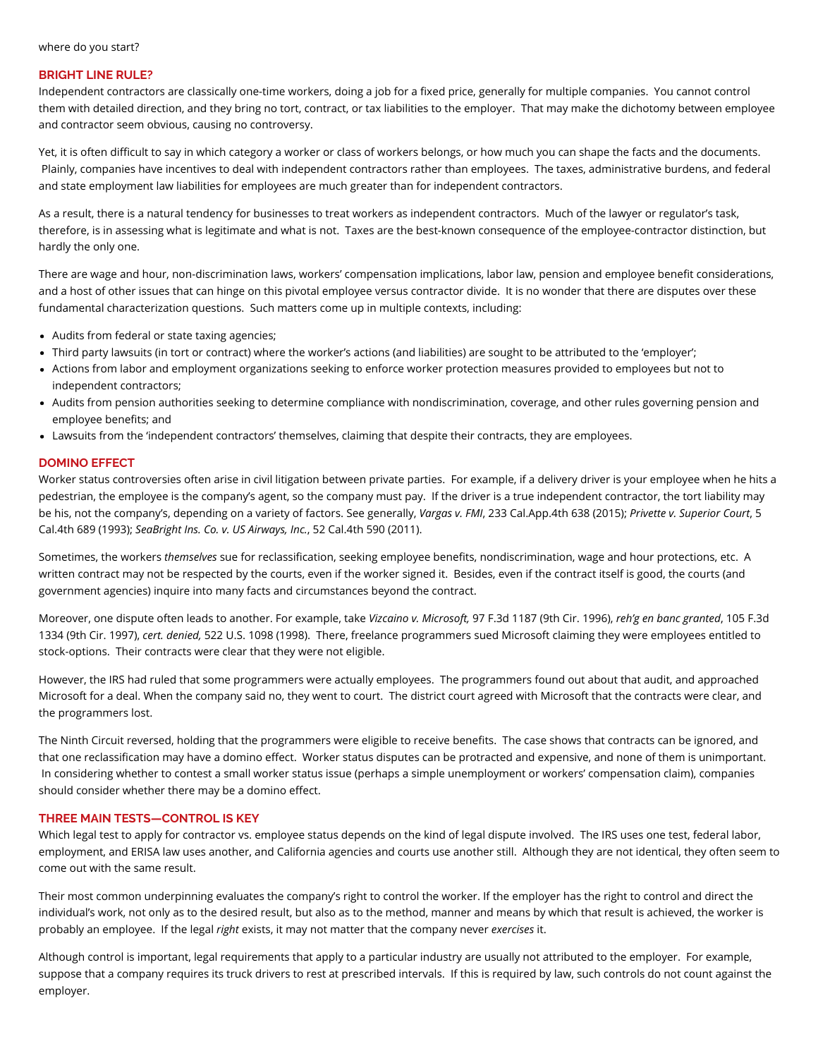where do you start?

## BRIGHT LINE RULE?

Independent contractors are classically one-time workers, doing a job for a fixed price, generally for multiple companies. You cannot control them with detailed direction, and they bring no tort, contract, or tax liabilities to the employer. That may make the dichotomy between employee and contractor seem obvious, causing no controversy.

Yet, it is often difficult to say in which category a worker or class of workers belongs, or how much you can shape the facts and the documents. Plainly, companies have incentives to deal with independent contractors rather than employees. The taxes, administrative burdens, and federal and state employment law liabilities for employees are much greater than for independent contractors.

As a result, there is a natural tendency for businesses to treat workers as independent contractors. Much of the lawyer or regulator's task, therefore, is in assessing what is legitimate and what is not. Taxes are the best-known consequence of the employee-contractor distinction, but hardly the only one.

There are wage and hour, non-discrimination laws, workers' compensation implications, labor law, pension and employee benefit considerations, and a host of other issues that can hinge on this pivotal employee versus contractor divide. It is no wonder that there are disputes over these fundamental characterization questions. Such matters come up in multiple contexts, including:

- Audits from federal or state taxing agencies;
- Third party lawsuits (in tort or contract) where the worker's actions (and liabilities) are sought to be attributed to the 'employer';
- Actions from labor and employment organizations seeking to enforce worker protection measures provided to employees but not to independent contractors;
- Audits from pension authorities seeking to determine compliance with nondiscrimination, coverage, and other rules governing pension and employee benefits; and
- Lawsuits from the 'independent contractors' themselves, claiming that despite their contracts, they are employees.

## DOMINO EFFECT

Worker status controversies often arise in civil litigation between private parties. For example, if a delivery driver is your employee when he hits a pedestrian, the employee is the company's agent, so the company must pay. If the driver is a true independent contractor, the tort liability may be his, not the company's, depending on a variety of factors. See generally, *Vargas v. FMI*, 233 Cal.App.4th 638 (2015); *Privette v. Superior Court*, 5 Cal.4th 689 (1993); *SeaBright Ins. Co. v. US Airways, Inc.*, 52 Cal.4th 590 (2011).

Sometimes, the workers *themselves* sue for reclassification, seeking employee benefits, nondiscrimination, wage and hour protections, etc. A written contract may not be respected by the courts, even if the worker signed it. Besides, even if the contract itself is good, the courts (and government agencies) inquire into many facts and circumstances beyond the contract.

Moreover, one dispute often leads to another. For example, take *Vizcaino v. Microsoft,* 97 F.3d 1187 (9th Cir. 1996), *reh'g en banc granted*, 105 F.3d 1334 (9th Cir. 1997), *cert. denied,* 522 U.S. 1098 (1998). There, freelance programmers sued Microsoft claiming they were employees entitled to stock-options. Their contracts were clear that they were not eligible.

However, the IRS had ruled that some programmers were actually employees. The programmers found out about that audit, and approached Microsoft for a deal. When the company said no, they went to court. The district court agreed with Microsoft that the contracts were clear, and the programmers lost.

The Ninth Circuit reversed, holding that the programmers were eligible to receive benefits. The case shows that contracts can be ignored, and that one reclassification may have a domino effect. Worker status disputes can be protracted and expensive, and none of them is unimportant. In considering whether to contest a small worker status issue (perhaps a simple unemployment or workers' compensation claim), companies should consider whether there may be a domino effect.

## THREE MAIN TESTS—CONTROL IS KEY

Which legal test to apply for contractor vs. employee status depends on the kind of legal dispute involved. The IRS uses one test, federal labor, employment, and ERISA law uses another, and California agencies and courts use another still. Although they are not identical, they often seem to come out with the same result.

Their most common underpinning evaluates the company's right to control the worker. If the employer has the right to control and direct the individual's work, not only as to the desired result, but also as to the method, manner and means by which that result is achieved, the worker is probably an employee. If the legal *right* exists, it may not matter that the company never *exercises* it.

Although control is important, legal requirements that apply to a particular industry are usually not attributed to the employer. For example, suppose that a company requires its truck drivers to rest at prescribed intervals. If this is required by law, such controls do not count against the employer.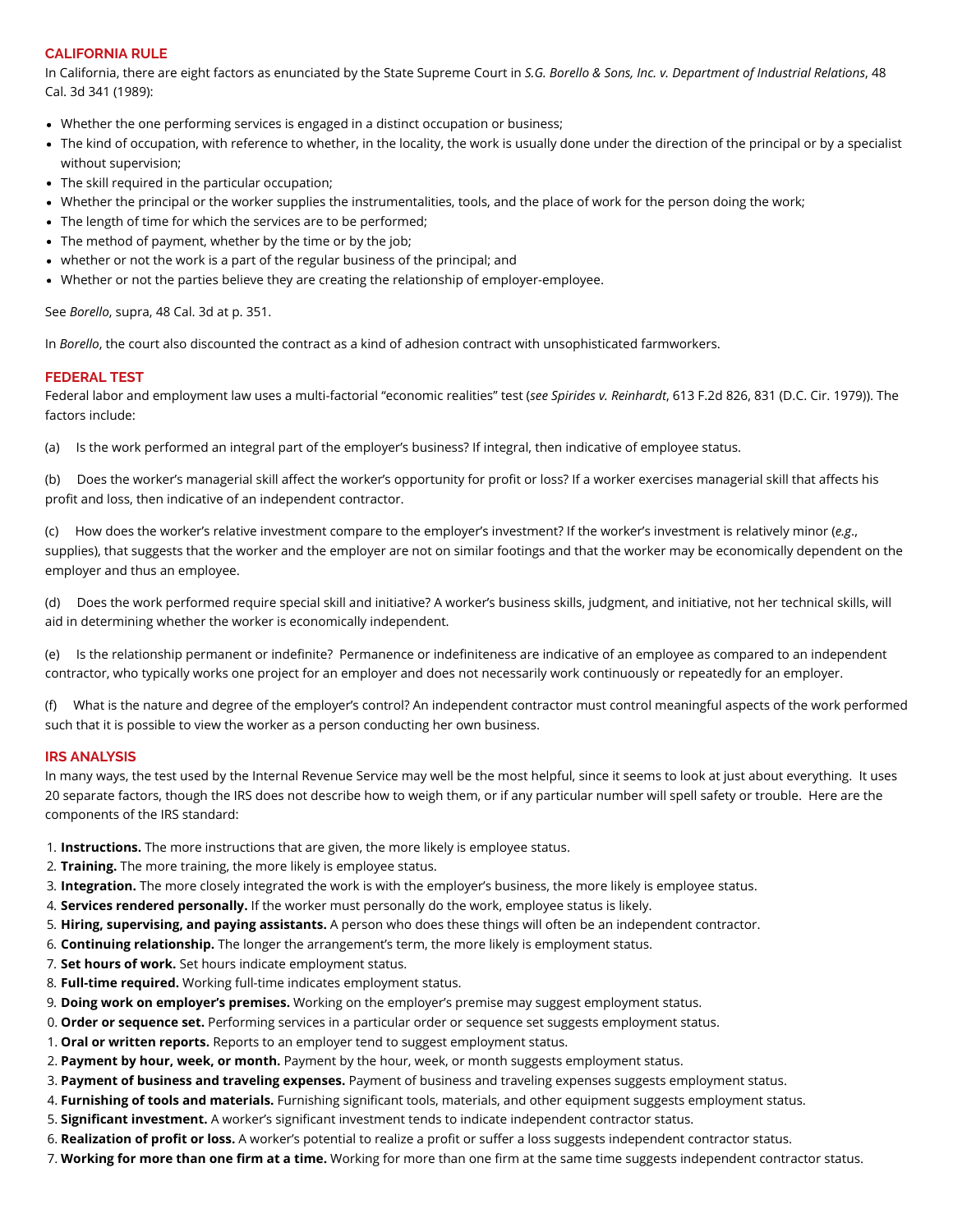### CALIFORNIA RULE

In California, there are eight factors as enunciated by the State Supreme Court in *S.G. Borello & Sons, Inc. v. Department of Industrial Relations*, 48 Cal. 3d 341 (1989):

- Whether the one performing services is engaged in a distinct occupation or business;
- The kind of occupation, with reference to whether, in the locality, the work is usually done under the direction of the principal or by a specialist without supervision;
- The skill required in the particular occupation;
- Whether the principal or the worker supplies the instrumentalities, tools, and the place of work for the person doing the work;
- The length of time for which the services are to be performed;
- The method of payment, whether by the time or by the job;
- whether or not the work is a part of the regular business of the principal; and
- Whether or not the parties believe they are creating the relationship of employer-employee.

See *Borello*, supra, 48 Cal. 3d at p. 351.

In *Borello*, the court also discounted the contract as a kind of adhesion contract with unsophisticated farmworkers.

### FEDERAL TEST

Federal labor and employment law uses a multi-factorial "economic realities" test (*see Spirides v. Reinhardt*, 613 F.2d 826, 831 (D.C. Cir. 1979)). The factors include:

(a) Is the work performed an integral part of the employer's business? If integral, then indicative of employee status.

(b) Does the worker's managerial skill affect the worker's opportunity for profit or loss? If a worker exercises managerial skill that affects his profit and loss, then indicative of an independent contractor.

(c) How does the worker's relative investment compare to the employer's investment? If the worker's investment is relatively minor (*e.g.*, supplies), that suggests that the worker and the employer are not on similar footings and that the worker may be economically dependent on the employer and thus an employee.

(d) Does the work performed require special skill and initiative? A worker's business skills, judgment, and initiative, not her technical skills, will aid in determining whether the worker is economically independent.

(e) Is the relationship permanent or indefinite? Permanence or indefiniteness are indicative of an employee as compared to an independent contractor, who typically works one project for an employer and does not necessarily work continuously or repeatedly for an employer.

(f) What is the nature and degree of the employer's control? An independent contractor must control meaningful aspects of the work performed such that it is possible to view the worker as a person conducting her own business.

### IRS ANALYSIS

In many ways, the test used by the Internal Revenue Service may well be the most helpful, since it seems to look at just about everything. It uses 20 separate factors, though the IRS does not describe how to weigh them, or if any particular number will spell safety or trouble. Here are the components of the IRS standard:

1. **Instructions.** The more instructions that are given, the more likely is employee status.
2. **Training.** The more training, the more likely is employee status.
3. **Integration.** The more closely integrated the work is with the employer's business, the more likely is employee status.
4. **Services rendered personally.** If the worker must personally do the work, employee status is likely.
5. **Hiring, supervising, and paying assistants.** A person who does these things will often be an independent contractor.
6. **Continuing relationship.** The longer the arrangement's term, the more likely is employment status.
7. **Set hours of work.** Set hours indicate employment status.
8. **Full-time required.** Working full-time indicates employment status.
9. **Doing work on employer's premises.** Working on the employer's premise may suggest employment status.
10. **Order or sequence set.** Performing services in a particular order or sequence set suggests employment status.
11. **Oral or written reports.** Reports to an employer tend to suggest employment status.
12. **Payment by hour, week, or month.** Payment by the hour, week, or month suggests employment status.
13. **Payment of business and traveling expenses.** Payment of business and traveling expenses suggests employment status.
14. **Furnishing of tools and materials.** Furnishing significant tools, materials, and other equipment suggests employment status.
15. **Significant investment.** A worker's significant investment tends to indicate independent contractor status.
16. **Realization of profit or loss.** A worker's potential to realize a profit or suffer a loss suggests independent contractor status.
17. **Working for more than one firm at a time.** Working for more than one firm at the same time suggests independent contractor status.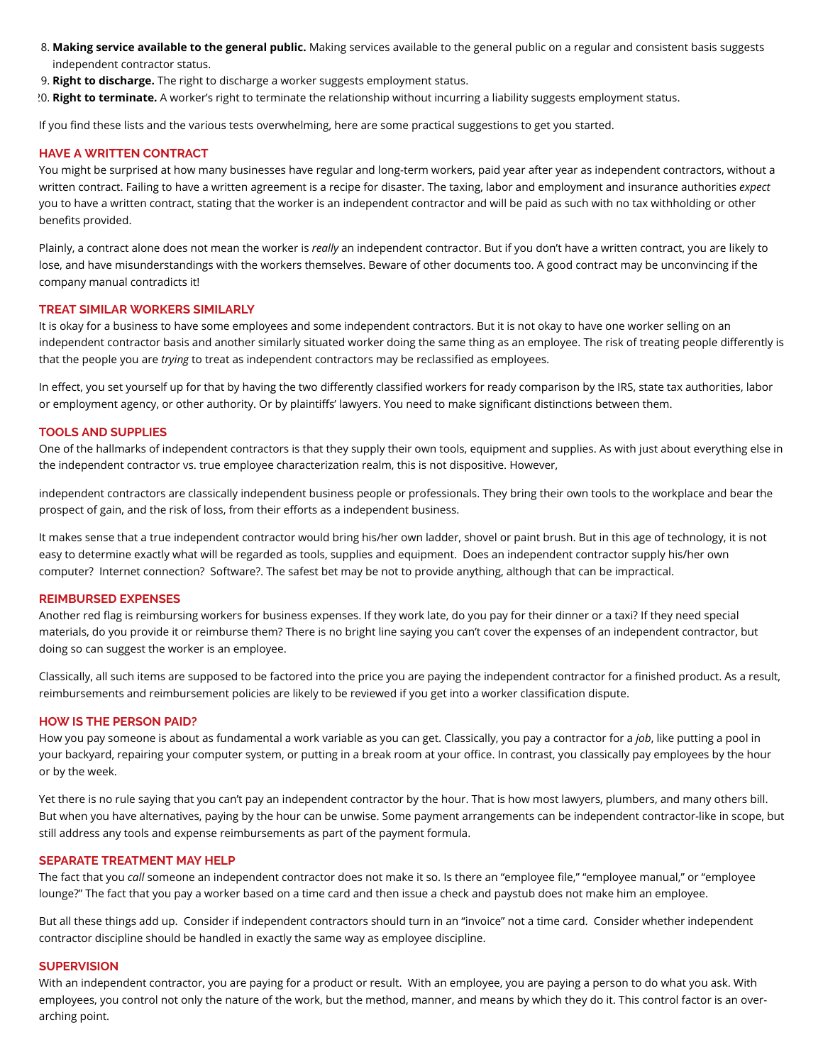8. **Making service available to the general public.** Making services available to the general public on a regular and consistent basis suggests independent contractor status.
9. **Right to discharge.** The right to discharge a worker suggests employment status.
20. **Right to terminate.** A worker's right to terminate the relationship without incurring a liability suggests employment status.

If you find these lists and the various tests overwhelming, here are some practical suggestions to get you started.

### HAVE A WRITTEN CONTRACT

You might be surprised at how many businesses have regular and long-term workers, paid year after year as independent contractors, without a written contract. Failing to have a written agreement is a recipe for disaster. The taxing, labor and employment and insurance authorities *expect* you to have a written contract, stating that the worker is an independent contractor and will be paid as such with no tax withholding or other benefits provided.

Plainly, a contract alone does not mean the worker is *really* an independent contractor. But if you don't have a written contract, you are likely to lose, and have misunderstandings with the workers themselves. Beware of other documents too. A good contract may be unconvincing if the company manual contradicts it!

### TREAT SIMILAR WORKERS SIMILARLY

It is okay for a business to have some employees and some independent contractors. But it is not okay to have one worker selling on an independent contractor basis and another similarly situated worker doing the same thing as an employee. The risk of treating people differently is that the people you are *trying* to treat as independent contractors may be reclassified as employees.

In effect, you set yourself up for that by having the two differently classified workers for ready comparison by the IRS, state tax authorities, labor or employment agency, or other authority. Or by plaintiffs' lawyers. You need to make significant distinctions between them.

### TOOLS AND SUPPLIES

One of the hallmarks of independent contractors is that they supply their own tools, equipment and supplies. As with just about everything else in the independent contractor vs. true employee characterization realm, this is not dispositive. However,

independent contractors are classically independent business people or professionals. They bring their own tools to the workplace and bear the prospect of gain, and the risk of loss, from their efforts as a independent business.

It makes sense that a true independent contractor would bring his/her own ladder, shovel or paint brush. But in this age of technology, it is not easy to determine exactly what will be regarded as tools, supplies and equipment. Does an independent contractor supply his/her own computer? Internet connection? Software?. The safest bet may be not to provide anything, although that can be impractical.

### REIMBURSED EXPENSES

Another red flag is reimbursing workers for business expenses. If they work late, do you pay for their dinner or a taxi? If they need special materials, do you provide it or reimburse them? There is no bright line saying you can't cover the expenses of an independent contractor, but doing so can suggest the worker is an employee.

Classically, all such items are supposed to be factored into the price you are paying the independent contractor for a finished product. As a result, reimbursements and reimbursement policies are likely to be reviewed if you get into a worker classification dispute.

### HOW IS THE PERSON PAID?

How you pay someone is about as fundamental a work variable as you can get. Classically, you pay a contractor for a *job*, like putting a pool in your backyard, repairing your computer system, or putting in a break room at your office. In contrast, you classically pay employees by the hour or by the week.

Yet there is no rule saying that you can't pay an independent contractor by the hour. That is how most lawyers, plumbers, and many others bill. But when you have alternatives, paying by the hour can be unwise. Some payment arrangements can be independent contractor-like in scope, but still address any tools and expense reimbursements as part of the payment formula.

### SEPARATE TREATMENT MAY HELP

The fact that you *call* someone an independent contractor does not make it so. Is there an "employee file," "employee manual," or "employee lounge?" The fact that you pay a worker based on a time card and then issue a check and paystub does not make him an employee.

But all these things add up. Consider if independent contractors should turn in an "invoice" not a time card. Consider whether independent contractor discipline should be handled in exactly the same way as employee discipline.

### SUPERVISION

With an independent contractor, you are paying for a product or result. With an employee, you are paying a person to do what you ask. With employees, you control not only the nature of the work, but the method, manner, and means by which they do it. This control factor is an over-arching point.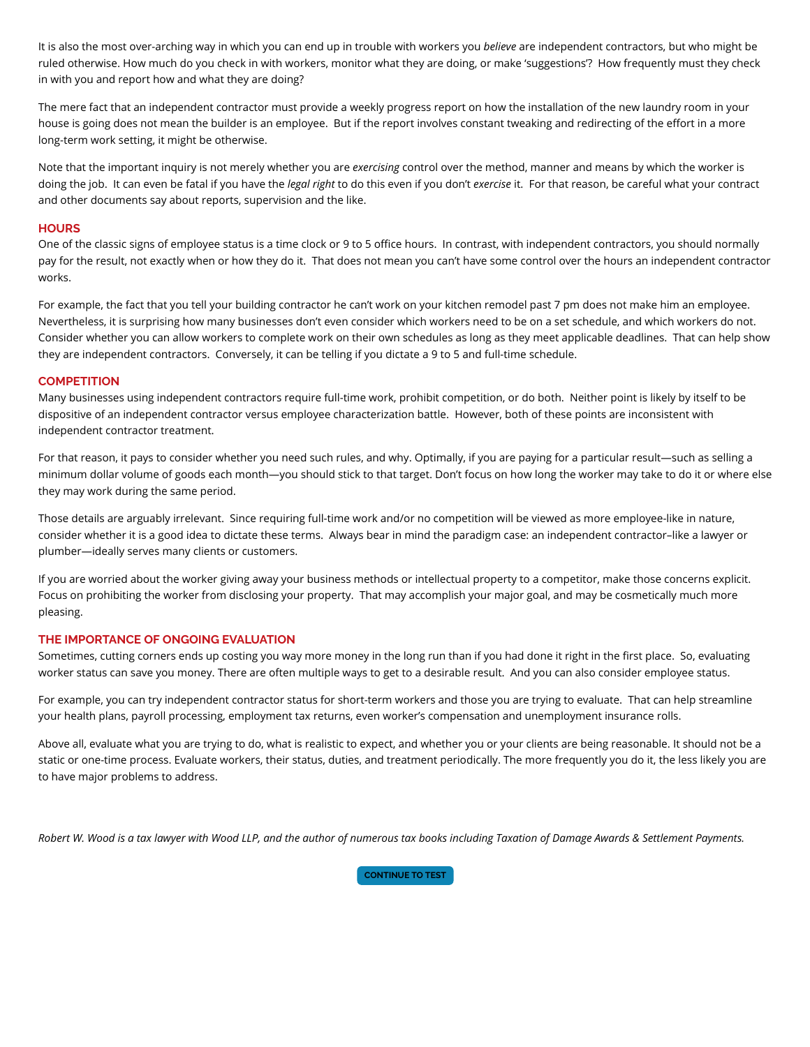It is also the most over-arching way in which you can end up in trouble with workers you *believe* are independent contractors, but who might be ruled otherwise. How much do you check in with workers, monitor what they are doing, or make 'suggestions'? How frequently must they check in with you and report how and what they are doing?

The mere fact that an independent contractor must provide a weekly progress report on how the installation of the new laundry room in your house is going does not mean the builder is an employee. But if the report involves constant tweaking and redirecting of the effort in a more long-term work setting, it might be otherwise.

Note that the important inquiry is not merely whether you are *exercising* control over the method, manner and means by which the worker is doing the job. It can even be fatal if you have the *legal right* to do this even if you don't *exercise* it. For that reason, be careful what your contract and other documents say about reports, supervision and the like.

## HOURS

One of the classic signs of employee status is a time clock or 9 to 5 office hours. In contrast, with independent contractors, you should normally pay for the result, not exactly when or how they do it. That does not mean you can't have some control over the hours an independent contractor works.

For example, the fact that you tell your building contractor he can't work on your kitchen remodel past 7 pm does not make him an employee. Nevertheless, it is surprising how many businesses don't even consider which workers need to be on a set schedule, and which workers do not. Consider whether you can allow workers to complete work on their own schedules as long as they meet applicable deadlines. That can help show they are independent contractors. Conversely, it can be telling if you dictate a 9 to 5 and full-time schedule.

## COMPETITION

Many businesses using independent contractors require full-time work, prohibit competition, or do both. Neither point is likely by itself to be dispositive of an independent contractor versus employee characterization battle. However, both of these points are inconsistent with independent contractor treatment.

For that reason, it pays to consider whether you need such rules, and why. Optimally, if you are paying for a particular result—such as selling a minimum dollar volume of goods each month—you should stick to that target. Don't focus on how long the worker may take to do it or where else they may work during the same period.

Those details are arguably irrelevant. Since requiring full-time work and/or no competition will be viewed as more employee-like in nature, consider whether it is a good idea to dictate these terms. Always bear in mind the paradigm case: an independent contractor–like a lawyer or plumber—ideally serves many clients or customers.

If you are worried about the worker giving away your business methods or intellectual property to a competitor, make those concerns explicit. Focus on prohibiting the worker from disclosing your property. That may accomplish your major goal, and may be cosmetically much more pleasing.

## THE IMPORTANCE OF ONGOING EVALUATION

Sometimes, cutting corners ends up costing you way more money in the long run than if you had done it right in the first place. So, evaluating worker status can save you money. There are often multiple ways to get to a desirable result. And you can also consider employee status.

For example, you can try independent contractor status for short-term workers and those you are trying to evaluate. That can help streamline your health plans, payroll processing, employment tax returns, even worker's compensation and unemployment insurance rolls.

Above all, evaluate what you are trying to do, what is realistic to expect, and whether you or your clients are being reasonable. It should not be a static or one-time process. Evaluate workers, their status, duties, and treatment periodically. The more frequently you do it, the less likely you are to have major problems to address.

*Robert W. Wood is a tax lawyer with Wood LLP, and the author of numerous tax books including Taxation of Damage Awards & Settlement Payments.*

CONTINUE TO TEST